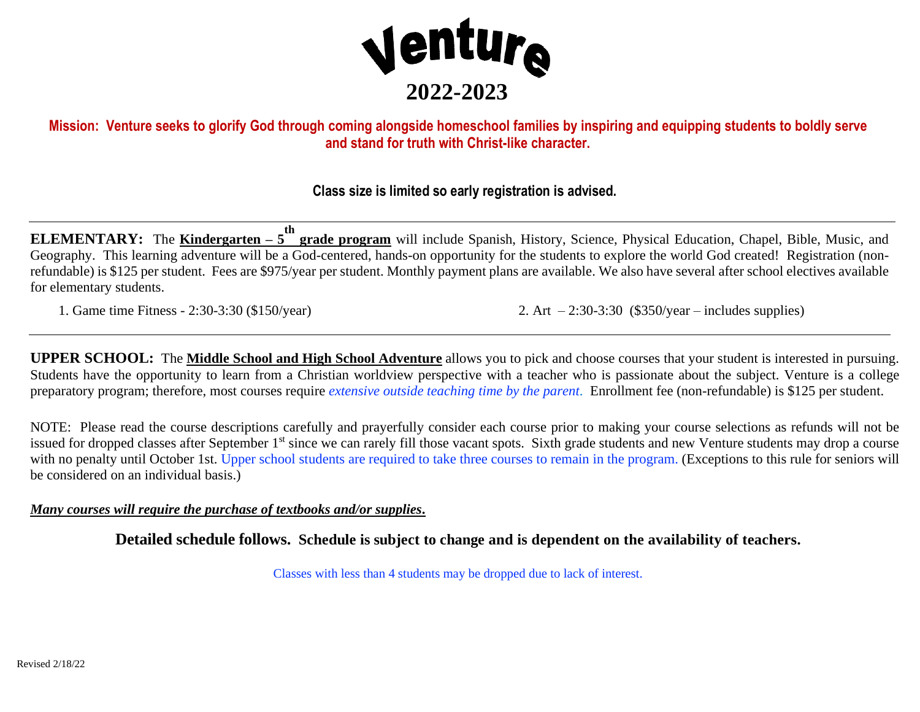# Venture

## 2022-2023

**Mission: Venture seeks to glorify God through coming alongside homeschool families by inspiring and equipping students to boldly serve and stand for truth with Christ-like character.**

**Class size is limited so early registration is advised.**

---

**ELEMENTARY:** The **Kindergarten – 5th grade program** will include Spanish, History, Science, Physical Education, Chapel, Bible, Music, and Geography. This learning adventure will be a God-centered, hands-on opportunity for the students to explore the world God created! Registration (non-refundable) is $125 per student. Fees are $975/year per student. Monthly payment plans are available. We also have several after school electives available for elementary students.

1. Game time Fitness - 2:30-3:30 ($150/year)
2. Art – 2:30-3:30 ($350/year – includes supplies)

---

**UPPER SCHOOL:** The **Middle School and High School Adventure** allows you to pick and choose courses that your student is interested in pursuing. Students have the opportunity to learn from a Christian worldview perspective with a teacher who is passionate about the subject. Venture is a college preparatory program; therefore, most courses require *extensive outside teaching time by the parent*. Enrollment fee (non-refundable) is $125 per student.

NOTE: Please read the course descriptions carefully and prayerfully consider each course prior to making your course selections as refunds will not be issued for dropped classes after September 1st since we can rarely fill those vacant spots. Sixth grade students and new Venture students may drop a course with no penalty until October 1st. Upper school students are required to take three courses to remain in the program. (Exceptions to this rule for seniors will be considered on an individual basis.)

***Many courses will require the purchase of textbooks and/or supplies.***

**Detailed schedule follows. Schedule is subject to change and is dependent on the availability of teachers.**

Classes with less than 4 students may be dropped due to lack of interest.

Revised 2/18/22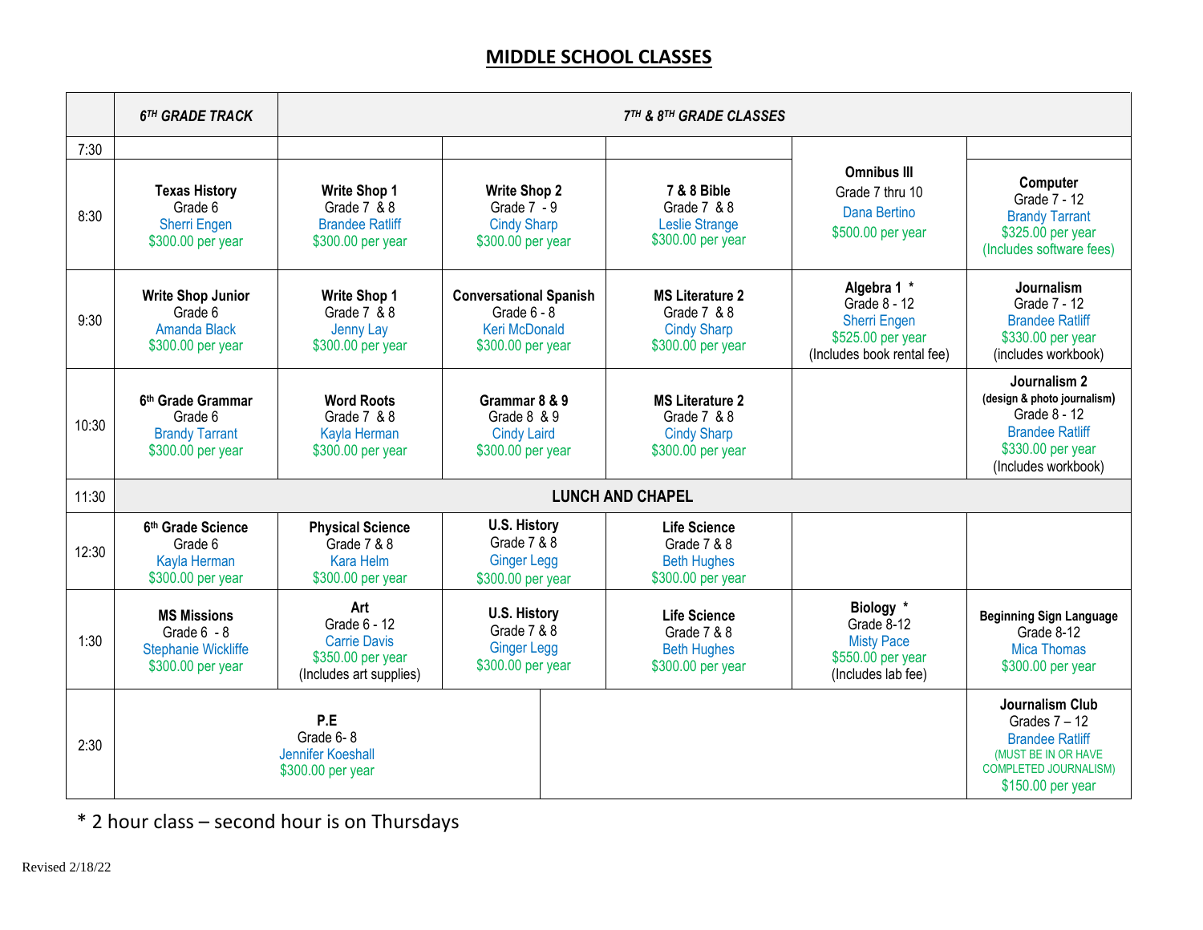## MIDDLE SCHOOL CLASSES

| | *6TH GRADE TRACK* | *7TH & 8TH GRADE CLASSES* | | | | |
|---|---|---|---|---|---|---|
| 7:30 | | | | | | |
| 8:30 | **Texas History** Grade 6 Sherri Engen $300.00 per year | **Write Shop 1** Grade 7 & 8 Brandee Ratliff $300.00 per year | **Write Shop 2** Grade 7 - 9 Cindy Sharp $300.00 per year | **7 & 8 Bible** Grade 7 & 8 Leslie Strange $300.00 per year | **Omnibus III** Grade 7 thru 10 Dana Bertino $500.00 per year | **Computer** Grade 7 - 12 Brandy Tarrant $325.00 per year (Includes software fees) |
| 9:30 | **Write Shop Junior** Grade 6 Amanda Black $300.00 per year | **Write Shop 1** Grade 7 & 8 Jenny Lay $300.00 per year | **Conversational Spanish** Grade 6 - 8 Keri McDonald $300.00 per year | **MS Literature 2** Grade 7 & 8 Cindy Sharp $300.00 per year | **Algebra 1 *** Grade 8 - 12 Sherri Engen $525.00 per year (Includes book rental fee) | **Journalism** Grade 7 - 12 Brandee Ratliff $330.00 per year (includes workbook) |
| 10:30 | **6th Grade Grammar** Grade 6 Brandy Tarrant $300.00 per year | **Word Roots** Grade 7 & 8 Kayla Herman $300.00 per year | **Grammar 8 & 9** Grade 8 & 9 Cindy Laird $300.00 per year | **MS Literature 2** Grade 7 & 8 Cindy Sharp $300.00 per year | | **Journalism 2** (design & photo journalism) Grade 8 - 12 Brandee Ratliff $330.00 per year (Includes workbook) |
| 11:30 | **LUNCH AND CHAPEL** | | | | | |
| 12:30 | **6th Grade Science** Grade 6 Kayla Herman $300.00 per year | **Physical Science** Grade 7 & 8 Kara Helm $300.00 per year | **U.S. History** Grade 7 & 8 Ginger Legg $300.00 per year | **Life Science** Grade 7 & 8 Beth Hughes $300.00 per year | | |
| 1:30 | **MS Missions** Grade 6 - 8 Stephanie Wickliffe $300.00 per year | **Art** Grade 6 - 12 Carrie Davis $350.00 per year (Includes art supplies) | **U.S. History** Grade 7 & 8 Ginger Legg $300.00 per year | **Life Science** Grade 7 & 8 Beth Hughes $300.00 per year | **Biology *** Grade 8-12 Misty Pace $550.00 per year (Includes lab fee) | **Beginning Sign Language** Grade 8-12 Mica Thomas $300.00 per year |
| 2:30 | **P.E** Grade 6- 8 Jennifer Koeshall $300.00 per year | | | | | **Journalism Club** Grades 7 – 12 Brandee Ratliff (MUST BE IN OR HAVE COMPLETED JOURNALISM) $150.00 per year |

* 2 hour class – second hour is on Thursdays

Revised 2/18/22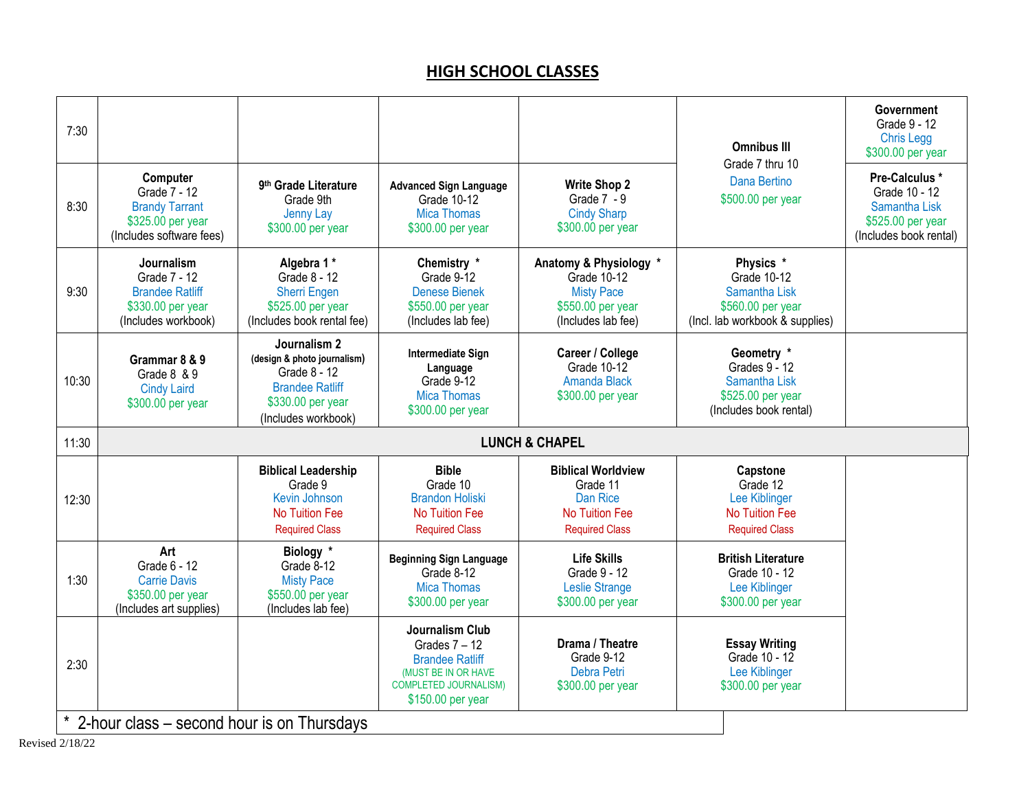# HIGH SCHOOL CLASSES

| | | | | | | |
|---|---|---|---|---|---|---|
| 7:30 | | | | | **Omnibus III** Grade 7 thru 10 Dana Bertino $500.00 per year | **Government** Grade 9 - 12 Chris Legg $300.00 per year |
| 8:30 | **Computer** Grade 7 - 12 Brandy Tarrant $325.00 per year (Includes software fees) | **9th Grade Literature** Grade 9th Jenny Lay $300.00 per year | **Advanced Sign Language** Grade 10-12 Mica Thomas $300.00 per year | **Write Shop 2** Grade 7 - 9 Cindy Sharp $300.00 per year | | **Pre-Calculus *** Grade 10 - 12 Samantha Lisk $525.00 per year (Includes book rental) |
| 9:30 | **Journalism** Grade 7 - 12 Brandee Ratliff $330.00 per year (Includes workbook) | **Algebra 1 *** Grade 8 - 12 Sherri Engen $525.00 per year (Includes book rental fee) | **Chemistry *** Grade 9-12 Denese Bienek $550.00 per year (Includes lab fee) | **Anatomy & Physiology *** Grade 10-12 Misty Pace $550.00 per year (Includes lab fee) | **Physics *** Grade 10-12 Samantha Lisk $560.00 per year (Incl. lab workbook & supplies) | |
| 10:30 | **Grammar 8 & 9** Grade 8 & 9 Cindy Laird $300.00 per year | **Journalism 2** **(design & photo journalism)** Grade 8 - 12 Brandee Ratliff $330.00 per year (Includes workbook) | **Intermediate Sign Language** Grade 9-12 Mica Thomas $300.00 per year | **Career / College** Grade 10-12 Amanda Black $300.00 per year | **Geometry *** Grades 9 - 12 Samantha Lisk $525.00 per year (Includes book rental) | |
| 11:30 | **LUNCH & CHAPEL** | | | | | |
| 12:30 | | **Biblical Leadership** Grade 9 Kevin Johnson No Tuition Fee Required Class | **Bible** Grade 10 Brandon Holiski No Tuition Fee Required Class | **Biblical Worldview** Grade 11 Dan Rice No Tuition Fee Required Class | **Capstone** Grade 12 Lee Kiblinger No Tuition Fee Required Class | |
| 1:30 | **Art** Grade 6 - 12 Carrie Davis $350.00 per year (Includes art supplies) | **Biology *** Grade 8-12 Misty Pace $550.00 per year (Includes lab fee) | **Beginning Sign Language** Grade 8-12 Mica Thomas $300.00 per year | **Life Skills** Grade 9 - 12 Leslie Strange $300.00 per year | **British Literature** Grade 10 - 12 Lee Kiblinger $300.00 per year | |
| 2:30 | | | **Journalism Club** Grades 7 – 12 Brandee Ratliff (MUST BE IN OR HAVE COMPLETED JOURNALISM) $150.00 per year | **Drama / Theatre** Grade 9-12 Debra Petri $300.00 per year | **Essay Writing** Grade 10 - 12 Lee Kiblinger $300.00 per year | |

* 2-hour class – second hour is on Thursdays

Revised 2/18/22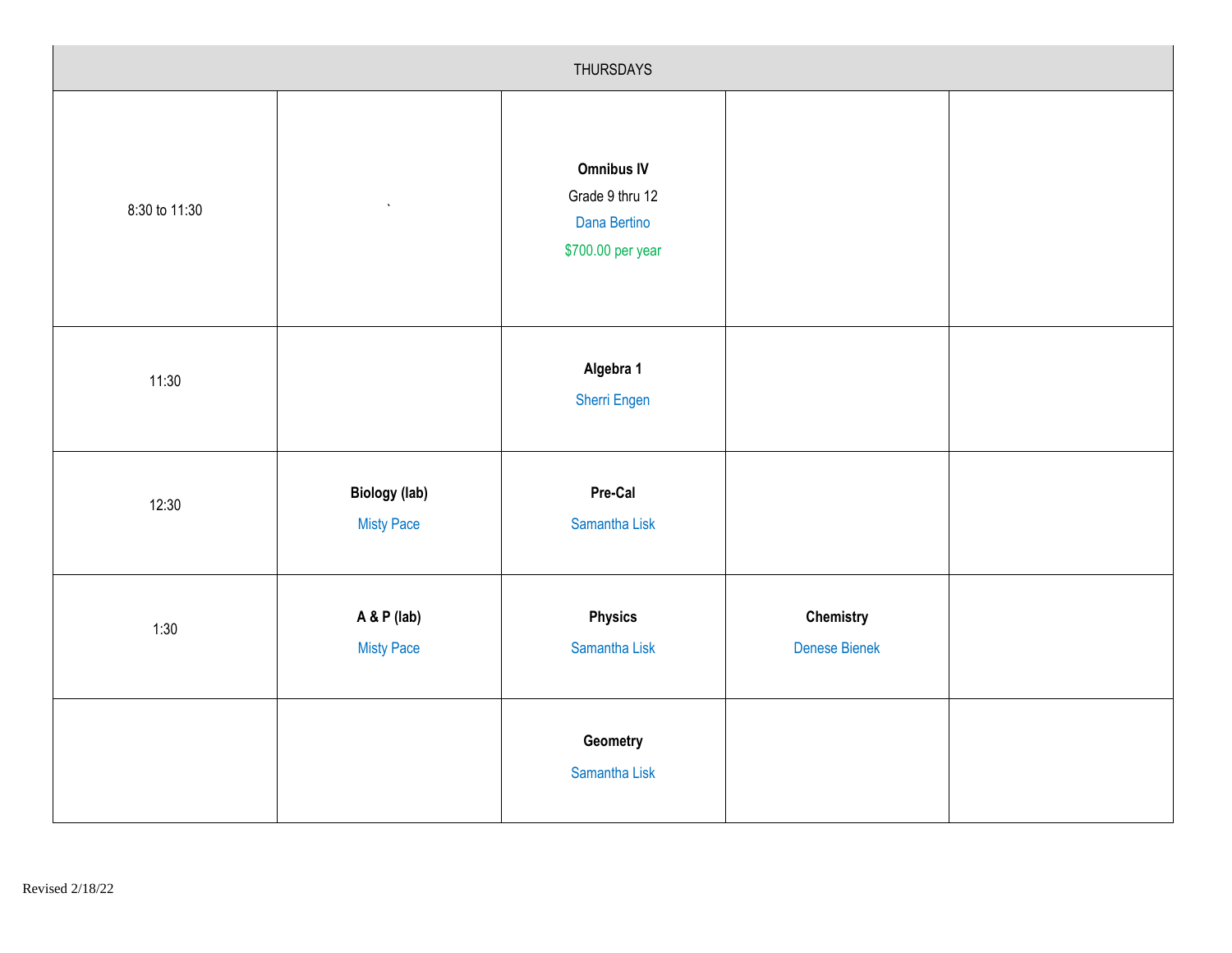| THURSDAYS | | | | |
|---|---|---|---|---|
| 8:30 to 11:30 | ` | **Omnibus IV**<br>Grade 9 thru 12<br>Dana Bertino<br>$700.00 per year | | |
| 11:30 | | **Algebra 1**<br>Sherri Engen | | |
| 12:30 | **Biology (lab)**<br>Misty Pace | **Pre-Cal**<br>Samantha Lisk | | |
| 1:30 | **A & P (lab)**<br>Misty Pace | **Physics**<br>Samantha Lisk | **Chemistry**<br>Denese Bienek | |
| | | **Geometry**<br>Samantha Lisk | | |

Revised 2/18/22